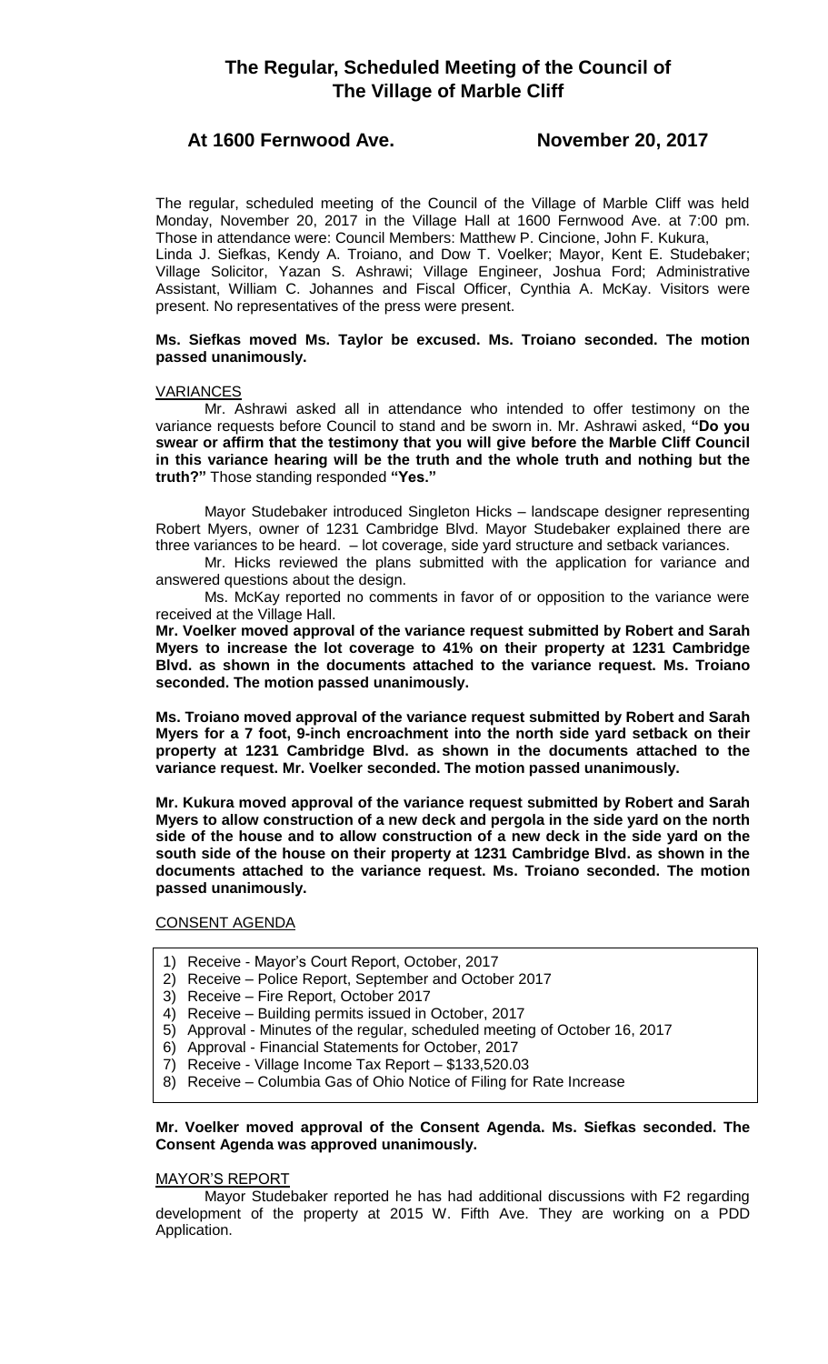# The Regular, Scheduled Meeting of the Council of The Village of Marble Cliff

**At 1600 Fernwood Ave. November 20, 2017**

The regular, scheduled meeting of the Council of the Village of Marble Cliff was held Monday, November 20, 2017 in the Village Hall at 1600 Fernwood Ave. at 7:00 pm. Those in attendance were: Council Members: Matthew P. Cincione, John F. Kukura, Linda J. Siefkas, Kendy A. Troiano, and Dow T. Voelker; Mayor, Kent E. Studebaker; Village Solicitor, Yazan S. Ashrawi; Village Engineer, Joshua Ford; Administrative Assistant, William C. Johannes and Fiscal Officer, Cynthia A. McKay. Visitors were present. No representatives of the press were present.

**Ms. Siefkas moved Ms. Taylor be excused. Ms. Troiano seconded. The motion passed unanimously.**

VARIANCES

Mr. Ashrawi asked all in attendance who intended to offer testimony on the variance requests before Council to stand and be sworn in. Mr. Ashrawi asked, **"Do you swear or affirm that the testimony that you will give before the Marble Cliff Council in this variance hearing will be the truth and the whole truth and nothing but the truth?"** Those standing responded **"Yes."**

Mayor Studebaker introduced Singleton Hicks – landscape designer representing Robert Myers, owner of 1231 Cambridge Blvd. Mayor Studebaker explained there are three variances to be heard. – lot coverage, side yard structure and setback variances.

Mr. Hicks reviewed the plans submitted with the application for variance and answered questions about the design.

Ms. McKay reported no comments in favor of or opposition to the variance were received at the Village Hall.

**Mr. Voelker moved approval of the variance request submitted by Robert and Sarah Myers to increase the lot coverage to 41% on their property at 1231 Cambridge Blvd. as shown in the documents attached to the variance request. Ms. Troiano seconded. The motion passed unanimously.**

**Ms. Troiano moved approval of the variance request submitted by Robert and Sarah Myers for a 7 foot, 9-inch encroachment into the north side yard setback on their property at 1231 Cambridge Blvd. as shown in the documents attached to the variance request. Mr. Voelker seconded. The motion passed unanimously.**

**Mr. Kukura moved approval of the variance request submitted by Robert and Sarah Myers to allow construction of a new deck and pergola in the side yard on the north side of the house and to allow construction of a new deck in the side yard on the south side of the house on their property at 1231 Cambridge Blvd. as shown in the documents attached to the variance request. Ms. Troiano seconded. The motion passed unanimously.**

CONSENT AGENDA

1) Receive - Mayor's Court Report, October, 2017
2) Receive – Police Report, September and October 2017
3) Receive – Fire Report, October 2017
4) Receive – Building permits issued in October, 2017
5) Approval - Minutes of the regular, scheduled meeting of October 16, 2017
6) Approval - Financial Statements for October, 2017
7) Receive - Village Income Tax Report – $133,520.03
8) Receive – Columbia Gas of Ohio Notice of Filing for Rate Increase

**Mr. Voelker moved approval of the Consent Agenda. Ms. Siefkas seconded. The Consent Agenda was approved unanimously.**

MAYOR'S REPORT

Mayor Studebaker reported he has had additional discussions with F2 regarding development of the property at 2015 W. Fifth Ave. They are working on a PDD Application.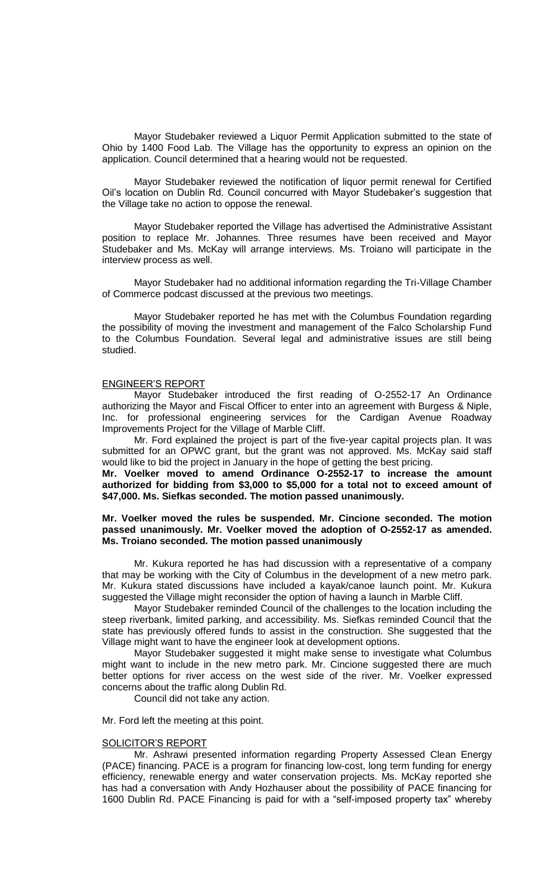Mayor Studebaker reviewed a Liquor Permit Application submitted to the state of Ohio by 1400 Food Lab. The Village has the opportunity to express an opinion on the application. Council determined that a hearing would not be requested.

Mayor Studebaker reviewed the notification of liquor permit renewal for Certified Oil's location on Dublin Rd. Council concurred with Mayor Studebaker's suggestion that the Village take no action to oppose the renewal.

Mayor Studebaker reported the Village has advertised the Administrative Assistant position to replace Mr. Johannes. Three resumes have been received and Mayor Studebaker and Ms. McKay will arrange interviews. Ms. Troiano will participate in the interview process as well.

Mayor Studebaker had no additional information regarding the Tri-Village Chamber of Commerce podcast discussed at the previous two meetings.

Mayor Studebaker reported he has met with the Columbus Foundation regarding the possibility of moving the investment and management of the Falco Scholarship Fund to the Columbus Foundation. Several legal and administrative issues are still being studied.

ENGINEER'S REPORT

Mayor Studebaker introduced the first reading of O-2552-17 An Ordinance authorizing the Mayor and Fiscal Officer to enter into an agreement with Burgess & Niple, Inc. for professional engineering services for the Cardigan Avenue Roadway Improvements Project for the Village of Marble Cliff.

Mr. Ford explained the project is part of the five-year capital projects plan. It was submitted for an OPWC grant, but the grant was not approved. Ms. McKay said staff would like to bid the project in January in the hope of getting the best pricing.

**Mr. Voelker moved to amend Ordinance O-2552-17 to increase the amount authorized for bidding from $3,000 to $5,000 for a total not to exceed amount of $47,000. Ms. Siefkas seconded. The motion passed unanimously.**

**Mr. Voelker moved the rules be suspended. Mr. Cincione seconded. The motion passed unanimously. Mr. Voelker moved the adoption of O-2552-17 as amended. Ms. Troiano seconded. The motion passed unanimously**

Mr. Kukura reported he has had discussion with a representative of a company that may be working with the City of Columbus in the development of a new metro park. Mr. Kukura stated discussions have included a kayak/canoe launch point. Mr. Kukura suggested the Village might reconsider the option of having a launch in Marble Cliff.

Mayor Studebaker reminded Council of the challenges to the location including the steep riverbank, limited parking, and accessibility. Ms. Siefkas reminded Council that the state has previously offered funds to assist in the construction. She suggested that the Village might want to have the engineer look at development options.

Mayor Studebaker suggested it might make sense to investigate what Columbus might want to include in the new metro park. Mr. Cincione suggested there are much better options for river access on the west side of the river. Mr. Voelker expressed concerns about the traffic along Dublin Rd.

Council did not take any action.

Mr. Ford left the meeting at this point.

SOLICITOR'S REPORT

Mr. Ashrawi presented information regarding Property Assessed Clean Energy (PACE) financing. PACE is a program for financing low-cost, long term funding for energy efficiency, renewable energy and water conservation projects. Ms. McKay reported she has had a conversation with Andy Hozhauser about the possibility of PACE financing for 1600 Dublin Rd. PACE Financing is paid for with a "self-imposed property tax" whereby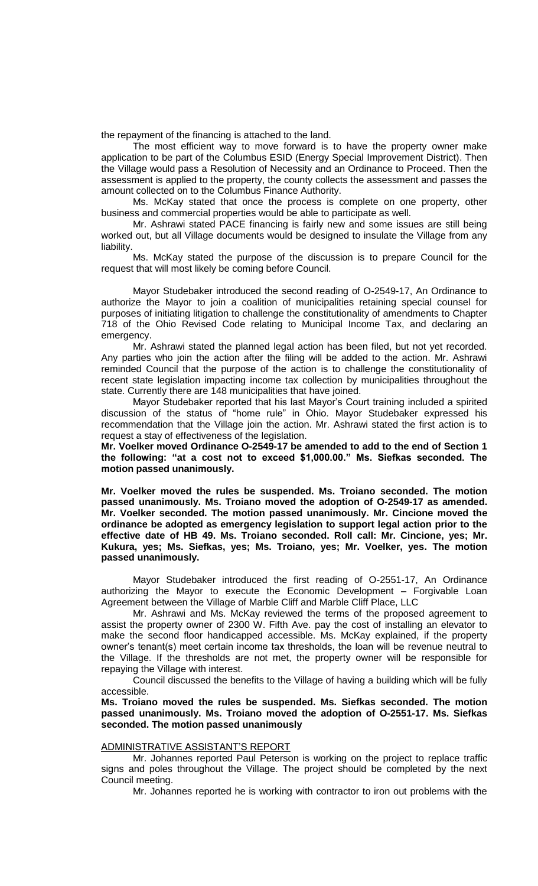the repayment of the financing is attached to the land.

The most efficient way to move forward is to have the property owner make application to be part of the Columbus ESID (Energy Special Improvement District). Then the Village would pass a Resolution of Necessity and an Ordinance to Proceed. Then the assessment is applied to the property, the county collects the assessment and passes the amount collected on to the Columbus Finance Authority.

Ms. McKay stated that once the process is complete on one property, other business and commercial properties would be able to participate as well.

Mr. Ashrawi stated PACE financing is fairly new and some issues are still being worked out, but all Village documents would be designed to insulate the Village from any liability.

Ms. McKay stated the purpose of the discussion is to prepare Council for the request that will most likely be coming before Council.

Mayor Studebaker introduced the second reading of O-2549-17, An Ordinance to authorize the Mayor to join a coalition of municipalities retaining special counsel for purposes of initiating litigation to challenge the constitutionality of amendments to Chapter 718 of the Ohio Revised Code relating to Municipal Income Tax, and declaring an emergency.

Mr. Ashrawi stated the planned legal action has been filed, but not yet recorded. Any parties who join the action after the filing will be added to the action. Mr. Ashrawi reminded Council that the purpose of the action is to challenge the constitutionality of recent state legislation impacting income tax collection by municipalities throughout the state. Currently there are 148 municipalities that have joined.

Mayor Studebaker reported that his last Mayor's Court training included a spirited discussion of the status of "home rule" in Ohio. Mayor Studebaker expressed his recommendation that the Village join the action. Mr. Ashrawi stated the first action is to request a stay of effectiveness of the legislation.

**Mr. Voelker moved Ordinance O-2549-17 be amended to add to the end of Section 1 the following: "at a cost not to exceed $1,000.00." Ms. Siefkas seconded. The motion passed unanimously.**

**Mr. Voelker moved the rules be suspended. Ms. Troiano seconded. The motion passed unanimously. Ms. Troiano moved the adoption of O-2549-17 as amended. Mr. Voelker seconded. The motion passed unanimously. Mr. Cincione moved the ordinance be adopted as emergency legislation to support legal action prior to the effective date of HB 49. Ms. Troiano seconded. Roll call: Mr. Cincione, yes; Mr. Kukura, yes; Ms. Siefkas, yes; Ms. Troiano, yes; Mr. Voelker, yes. The motion passed unanimously.**

Mayor Studebaker introduced the first reading of O-2551-17, An Ordinance authorizing the Mayor to execute the Economic Development – Forgivable Loan Agreement between the Village of Marble Cliff and Marble Cliff Place, LLC

Mr. Ashrawi and Ms. McKay reviewed the terms of the proposed agreement to assist the property owner of 2300 W. Fifth Ave. pay the cost of installing an elevator to make the second floor handicapped accessible. Ms. McKay explained, if the property owner's tenant(s) meet certain income tax thresholds, the loan will be revenue neutral to the Village. If the thresholds are not met, the property owner will be responsible for repaying the Village with interest.

Council discussed the benefits to the Village of having a building which will be fully accessible.

**Ms. Troiano moved the rules be suspended. Ms. Siefkas seconded. The motion passed unanimously. Ms. Troiano moved the adoption of O-2551-17. Ms. Siefkas seconded. The motion passed unanimously**

ADMINISTRATIVE ASSISTANT'S REPORT

Mr. Johannes reported Paul Peterson is working on the project to replace traffic signs and poles throughout the Village. The project should be completed by the next Council meeting.

Mr. Johannes reported he is working with contractor to iron out problems with the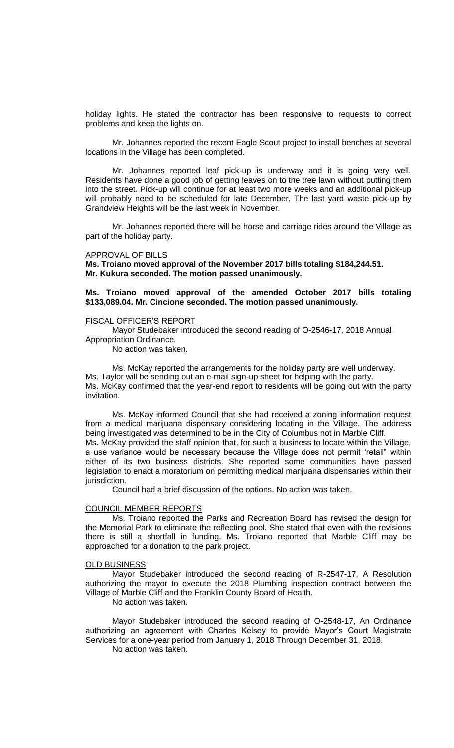holiday lights. He stated the contractor has been responsive to requests to correct problems and keep the lights on.

Mr. Johannes reported the recent Eagle Scout project to install benches at several locations in the Village has been completed.

Mr. Johannes reported leaf pick-up is underway and it is going very well. Residents have done a good job of getting leaves on to the tree lawn without putting them into the street. Pick-up will continue for at least two more weeks and an additional pick-up will probably need to be scheduled for late December. The last yard waste pick-up by Grandview Heights will be the last week in November.

Mr. Johannes reported there will be horse and carriage rides around the Village as part of the holiday party.

APPROVAL OF BILLS

**Ms. Troiano moved approval of the November 2017 bills totaling $184,244.51. Mr. Kukura seconded. The motion passed unanimously.**

**Ms. Troiano moved approval of the amended October 2017 bills totaling $133,089.04. Mr. Cincione seconded. The motion passed unanimously.**

FISCAL OFFICER'S REPORT

Mayor Studebaker introduced the second reading of O-2546-17, 2018 Annual Appropriation Ordinance.

No action was taken.

Ms. McKay reported the arrangements for the holiday party are well underway. Ms. Taylor will be sending out an e-mail sign-up sheet for helping with the party. Ms. McKay confirmed that the year-end report to residents will be going out with the party invitation.

Ms. McKay informed Council that she had received a zoning information request from a medical marijuana dispensary considering locating in the Village. The address being investigated was determined to be in the City of Columbus not in Marble Cliff. Ms. McKay provided the staff opinion that, for such a business to locate within the Village, a use variance would be necessary because the Village does not permit 'retail" within either of its two business districts. She reported some communities have passed legislation to enact a moratorium on permitting medical marijuana dispensaries within their jurisdiction.

Council had a brief discussion of the options. No action was taken.

COUNCIL MEMBER REPORTS

Ms. Troiano reported the Parks and Recreation Board has revised the design for the Memorial Park to eliminate the reflecting pool. She stated that even with the revisions there is still a shortfall in funding. Ms. Troiano reported that Marble Cliff may be approached for a donation to the park project.

OLD BUSINESS

Mayor Studebaker introduced the second reading of R-2547-17, A Resolution authorizing the mayor to execute the 2018 Plumbing inspection contract between the Village of Marble Cliff and the Franklin County Board of Health.

No action was taken.

Mayor Studebaker introduced the second reading of O-2548-17, An Ordinance authorizing an agreement with Charles Kelsey to provide Mayor's Court Magistrate Services for a one-year period from January 1, 2018 Through December 31, 2018.

No action was taken.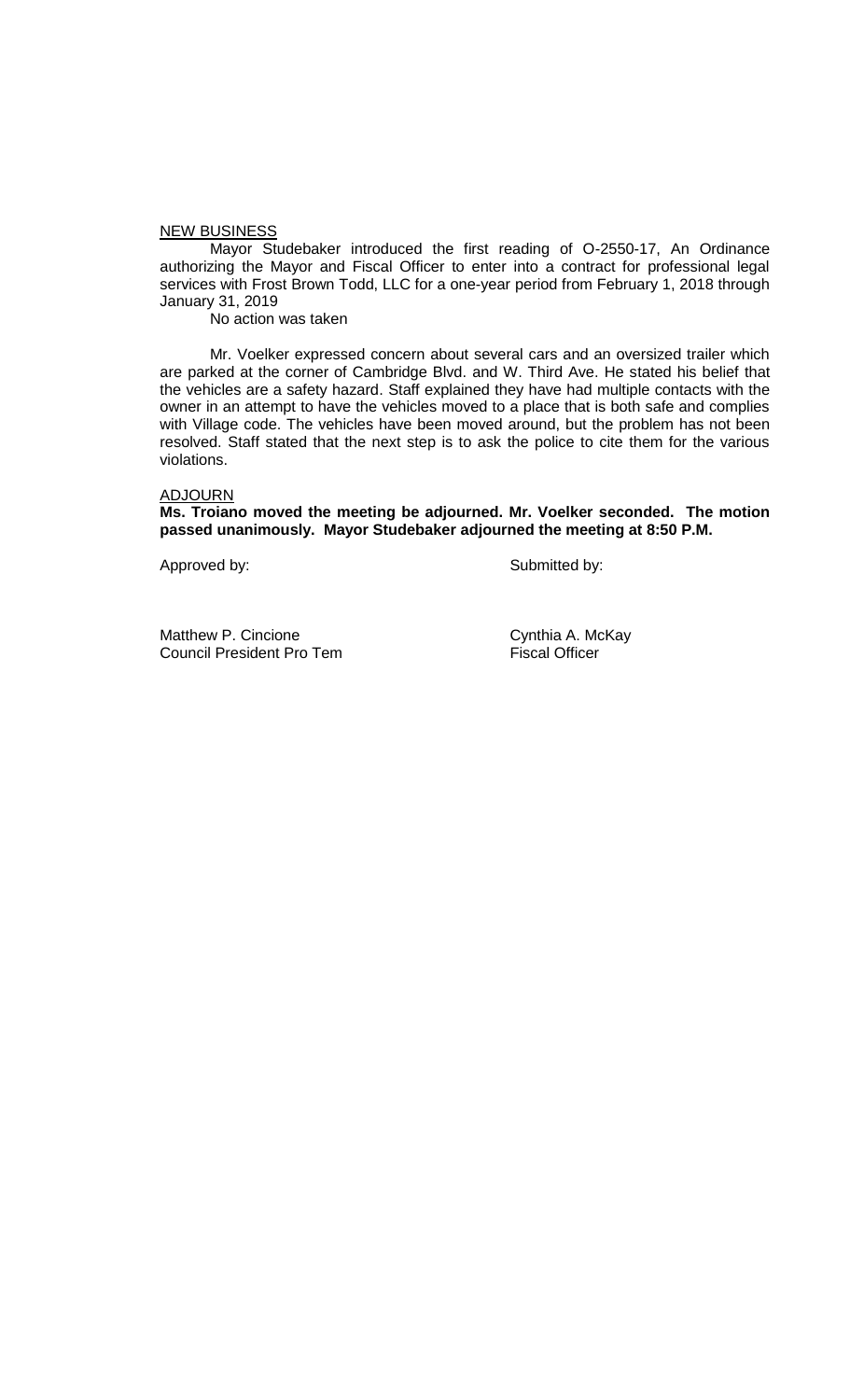NEW BUSINESS

Mayor Studebaker introduced the first reading of O-2550-17, An Ordinance authorizing the Mayor and Fiscal Officer to enter into a contract for professional legal services with Frost Brown Todd, LLC for a one-year period from February 1, 2018 through January 31, 2019

No action was taken

Mr. Voelker expressed concern about several cars and an oversized trailer which are parked at the corner of Cambridge Blvd. and W. Third Ave. He stated his belief that the vehicles are a safety hazard. Staff explained they have had multiple contacts with the owner in an attempt to have the vehicles moved to a place that is both safe and complies with Village code. The vehicles have been moved around, but the problem has not been resolved. Staff stated that the next step is to ask the police to cite them for the various violations.

ADJOURN

**Ms. Troiano moved the meeting be adjourned. Mr. Voelker seconded. The motion passed unanimously. Mayor Studebaker adjourned the meeting at 8:50 P.M.**

| | |
|---|---|
| Approved by: | Submitted by: |
| Matthew P. Cincione<br>Council President Pro Tem | Cynthia A. McKay<br>Fiscal Officer |